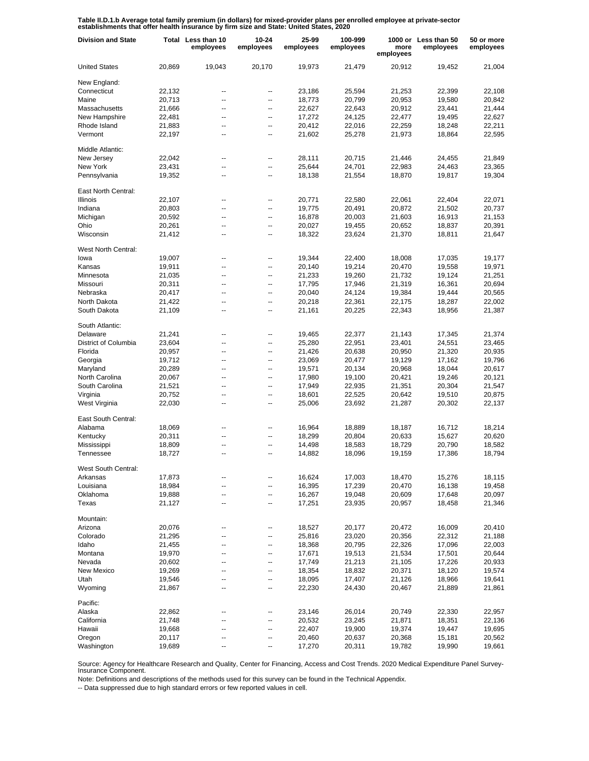**Table II.D.1.b Average total family premium (in dollars) for mixed-provider plans per enrolled employee at private-sector establishments that offer health insurance by firm size and State: United States, 2020**

| Division and State | Total | Less than 10 employees | 10-24 employees | 25-99 employees | 100-999 employees | 1000 or more employees | Less than 50 employees | 50 or more employees |
|---|---|---|---|---|---|---|---|---|
| United States | 20,869 | 19,043 | 20,170 | 19,973 | 21,479 | 20,912 | 19,452 | 21,004 |
| New England: | | | | | | | | |
| Connecticut | 22,132 | -- | -- | 23,186 | 25,594 | 21,253 | 22,399 | 22,108 |
| Maine | 20,713 | -- | -- | 18,773 | 20,799 | 20,953 | 19,580 | 20,842 |
| Massachusetts | 21,666 | -- | -- | 22,627 | 22,643 | 20,912 | 23,441 | 21,444 |
| New Hampshire | 22,481 | -- | -- | 17,272 | 24,125 | 22,477 | 19,495 | 22,627 |
| Rhode Island | 21,883 | -- | -- | 20,412 | 22,016 | 22,259 | 18,248 | 22,211 |
| Vermont | 22,197 | -- | -- | 21,602 | 25,278 | 21,973 | 18,864 | 22,595 |
| Middle Atlantic: | | | | | | | | |
| New Jersey | 22,042 | -- | -- | 28,111 | 20,715 | 21,446 | 24,455 | 21,849 |
| New York | 23,431 | -- | -- | 25,644 | 24,701 | 22,983 | 24,463 | 23,365 |
| Pennsylvania | 19,352 | -- | -- | 18,138 | 21,554 | 18,870 | 19,817 | 19,304 |
| East North Central: | | | | | | | | |
| Illinois | 22,107 | -- | -- | 20,771 | 22,580 | 22,061 | 22,404 | 22,071 |
| Indiana | 20,803 | -- | -- | 19,775 | 20,491 | 20,872 | 21,502 | 20,737 |
| Michigan | 20,592 | -- | -- | 16,878 | 20,003 | 21,603 | 16,913 | 21,153 |
| Ohio | 20,261 | -- | -- | 20,027 | 19,455 | 20,652 | 18,837 | 20,391 |
| Wisconsin | 21,412 | -- | -- | 18,322 | 23,624 | 21,370 | 18,811 | 21,647 |
| West North Central: | | | | | | | | |
| Iowa | 19,007 | -- | -- | 19,344 | 22,400 | 18,008 | 17,035 | 19,177 |
| Kansas | 19,911 | -- | -- | 20,140 | 19,214 | 20,470 | 19,558 | 19,971 |
| Minnesota | 21,035 | -- | -- | 21,233 | 19,260 | 21,732 | 19,124 | 21,251 |
| Missouri | 20,311 | -- | -- | 17,795 | 17,946 | 21,319 | 16,361 | 20,694 |
| Nebraska | 20,417 | -- | -- | 20,040 | 24,124 | 19,384 | 19,444 | 20,565 |
| North Dakota | 21,422 | -- | -- | 20,218 | 22,361 | 22,175 | 18,287 | 22,002 |
| South Dakota | 21,109 | -- | -- | 21,161 | 20,225 | 22,343 | 18,956 | 21,387 |
| South Atlantic: | | | | | | | | |
| Delaware | 21,241 | -- | -- | 19,465 | 22,377 | 21,143 | 17,345 | 21,374 |
| District of Columbia | 23,604 | -- | -- | 25,280 | 22,951 | 23,401 | 24,551 | 23,465 |
| Florida | 20,957 | -- | -- | 21,426 | 20,638 | 20,950 | 21,320 | 20,935 |
| Georgia | 19,712 | -- | -- | 23,069 | 20,477 | 19,129 | 17,162 | 19,796 |
| Maryland | 20,289 | -- | -- | 19,571 | 20,134 | 20,968 | 18,044 | 20,617 |
| North Carolina | 20,067 | -- | -- | 17,980 | 19,100 | 20,421 | 19,246 | 20,121 |
| South Carolina | 21,521 | -- | -- | 17,949 | 22,935 | 21,351 | 20,304 | 21,547 |
| Virginia | 20,752 | -- | -- | 18,601 | 22,525 | 20,642 | 19,510 | 20,875 |
| West Virginia | 22,030 | -- | -- | 25,006 | 23,692 | 21,287 | 20,302 | 22,137 |
| East South Central: | | | | | | | | |
| Alabama | 18,069 | -- | -- | 16,964 | 18,889 | 18,187 | 16,712 | 18,214 |
| Kentucky | 20,311 | -- | -- | 18,299 | 20,804 | 20,633 | 15,627 | 20,620 |
| Mississippi | 18,809 | -- | -- | 14,498 | 18,583 | 18,729 | 20,790 | 18,582 |
| Tennessee | 18,727 | -- | -- | 14,882 | 18,096 | 19,159 | 17,386 | 18,794 |
| West South Central: | | | | | | | | |
| Arkansas | 17,873 | -- | -- | 16,624 | 17,003 | 18,470 | 15,276 | 18,115 |
| Louisiana | 18,984 | -- | -- | 16,395 | 17,239 | 20,470 | 16,138 | 19,458 |
| Oklahoma | 19,888 | -- | -- | 16,267 | 19,048 | 20,609 | 17,648 | 20,097 |
| Texas | 21,127 | -- | -- | 17,251 | 23,935 | 20,957 | 18,458 | 21,346 |
| Mountain: | | | | | | | | |
| Arizona | 20,076 | -- | -- | 18,527 | 20,177 | 20,472 | 16,009 | 20,410 |
| Colorado | 21,295 | -- | -- | 25,816 | 23,020 | 20,356 | 22,312 | 21,188 |
| Idaho | 21,455 | -- | -- | 18,368 | 20,795 | 22,326 | 17,096 | 22,003 |
| Montana | 19,970 | -- | -- | 17,671 | 19,513 | 21,534 | 17,501 | 20,644 |
| Nevada | 20,602 | -- | -- | 17,749 | 21,213 | 21,105 | 17,226 | 20,933 |
| New Mexico | 19,269 | -- | -- | 18,354 | 18,832 | 20,371 | 18,120 | 19,574 |
| Utah | 19,546 | -- | -- | 18,095 | 17,407 | 21,126 | 18,966 | 19,641 |
| Wyoming | 21,867 | -- | -- | 22,230 | 24,430 | 20,467 | 21,889 | 21,861 |
| Pacific: | | | | | | | | |
| Alaska | 22,862 | -- | -- | 23,146 | 26,014 | 20,749 | 22,330 | 22,957 |
| California | 21,748 | -- | -- | 20,532 | 23,245 | 21,871 | 18,351 | 22,136 |
| Hawaii | 19,668 | -- | -- | 22,407 | 19,900 | 19,374 | 19,447 | 19,695 |
| Oregon | 20,117 | -- | -- | 20,460 | 20,637 | 20,368 | 15,181 | 20,562 |
| Washington | 19,689 | -- | -- | 17,270 | 20,311 | 19,782 | 19,990 | 19,661 |

Source: Agency for Healthcare Research and Quality, Center for Financing, Access and Cost Trends. 2020 Medical Expenditure Panel Survey-Insurance Component.

Note: Definitions and descriptions of the methods used for this survey can be found in the Technical Appendix.

-- Data suppressed due to high standard errors or few reported values in cell.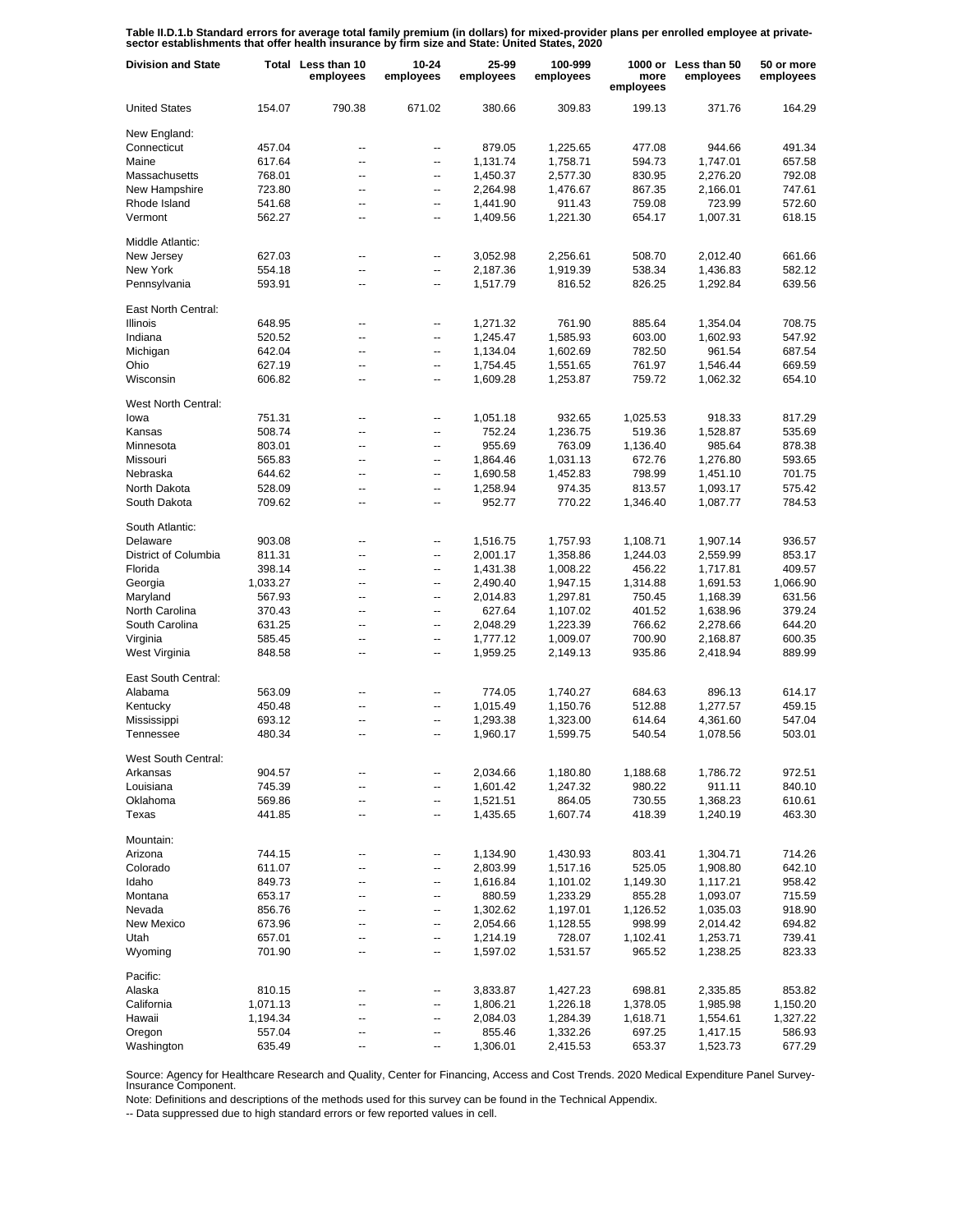**Table II.D.1.b Standard errors for average total family premium (in dollars) for mixed-provider plans per enrolled employee at private-sector establishments that offer health insurance by firm size and State: United States, 2020**

| Division and State | Total | Less than 10 employees | 10-24 employees | 25-99 employees | 100-999 employees | 1000 or more employees | Less than 50 employees | 50 or more employees |
|---|---|---|---|---|---|---|---|---|
| United States | 154.07 | 790.38 | 671.02 | 380.66 | 309.83 | 199.13 | 371.76 | 164.29 |
| New England: | | | | | | | | |
| Connecticut | 457.04 | -- | -- | 879.05 | 1,225.65 | 477.08 | 944.66 | 491.34 |
| Maine | 617.64 | -- | -- | 1,131.74 | 1,758.71 | 594.73 | 1,747.01 | 657.58 |
| Massachusetts | 768.01 | -- | -- | 1,450.37 | 2,577.30 | 830.95 | 2,276.20 | 792.08 |
| New Hampshire | 723.80 | -- | -- | 2,264.98 | 1,476.67 | 867.35 | 2,166.01 | 747.61 |
| Rhode Island | 541.68 | -- | -- | 1,441.90 | 911.43 | 759.08 | 723.99 | 572.60 |
| Vermont | 562.27 | -- | -- | 1,409.56 | 1,221.30 | 654.17 | 1,007.31 | 618.15 |
| Middle Atlantic: | | | | | | | | |
| New Jersey | 627.03 | -- | -- | 3,052.98 | 2,256.61 | 508.70 | 2,012.40 | 661.66 |
| New York | 554.18 | -- | -- | 2,187.36 | 1,919.39 | 538.34 | 1,436.83 | 582.12 |
| Pennsylvania | 593.91 | -- | -- | 1,517.79 | 816.52 | 826.25 | 1,292.84 | 639.56 |
| East North Central: | | | | | | | | |
| Illinois | 648.95 | -- | -- | 1,271.32 | 761.90 | 885.64 | 1,354.04 | 708.75 |
| Indiana | 520.52 | -- | -- | 1,245.47 | 1,585.93 | 603.00 | 1,602.93 | 547.92 |
| Michigan | 642.04 | -- | -- | 1,134.04 | 1,602.69 | 782.50 | 961.54 | 687.54 |
| Ohio | 627.19 | -- | -- | 1,754.45 | 1,551.65 | 761.97 | 1,546.44 | 669.59 |
| Wisconsin | 606.82 | -- | -- | 1,609.28 | 1,253.87 | 759.72 | 1,062.32 | 654.10 |
| West North Central: | | | | | | | | |
| Iowa | 751.31 | -- | -- | 1,051.18 | 932.65 | 1,025.53 | 918.33 | 817.29 |
| Kansas | 508.74 | -- | -- | 752.24 | 1,236.75 | 519.36 | 1,528.87 | 535.69 |
| Minnesota | 803.01 | -- | -- | 955.69 | 763.09 | 1,136.40 | 985.64 | 878.38 |
| Missouri | 565.83 | -- | -- | 1,864.46 | 1,031.13 | 672.76 | 1,276.80 | 593.65 |
| Nebraska | 644.62 | -- | -- | 1,690.58 | 1,452.83 | 798.99 | 1,451.10 | 701.75 |
| North Dakota | 528.09 | -- | -- | 1,258.94 | 974.35 | 813.57 | 1,093.17 | 575.42 |
| South Dakota | 709.62 | -- | -- | 952.77 | 770.22 | 1,346.40 | 1,087.77 | 784.53 |
| South Atlantic: | | | | | | | | |
| Delaware | 903.08 | -- | -- | 1,516.75 | 1,757.93 | 1,108.71 | 1,907.14 | 936.57 |
| District of Columbia | 811.31 | -- | -- | 2,001.17 | 1,358.86 | 1,244.03 | 2,559.99 | 853.17 |
| Florida | 398.14 | -- | -- | 1,431.38 | 1,008.22 | 456.22 | 1,717.81 | 409.57 |
| Georgia | 1,033.27 | -- | -- | 2,490.40 | 1,947.15 | 1,314.88 | 1,691.53 | 1,066.90 |
| Maryland | 567.93 | -- | -- | 2,014.83 | 1,297.81 | 750.45 | 1,168.39 | 631.56 |
| North Carolina | 370.43 | -- | -- | 627.64 | 1,107.02 | 401.52 | 1,638.96 | 379.24 |
| South Carolina | 631.25 | -- | -- | 2,048.29 | 1,223.39 | 766.62 | 2,278.66 | 644.20 |
| Virginia | 585.45 | -- | -- | 1,777.12 | 1,009.07 | 700.90 | 2,168.87 | 600.35 |
| West Virginia | 848.58 | -- | -- | 1,959.25 | 2,149.13 | 935.86 | 2,418.94 | 889.99 |
| East South Central: | | | | | | | | |
| Alabama | 563.09 | -- | -- | 774.05 | 1,740.27 | 684.63 | 896.13 | 614.17 |
| Kentucky | 450.48 | -- | -- | 1,015.49 | 1,150.76 | 512.88 | 1,277.57 | 459.15 |
| Mississippi | 693.12 | -- | -- | 1,293.38 | 1,323.00 | 614.64 | 4,361.60 | 547.04 |
| Tennessee | 480.34 | -- | -- | 1,960.17 | 1,599.75 | 540.54 | 1,078.56 | 503.01 |
| West South Central: | | | | | | | | |
| Arkansas | 904.57 | -- | -- | 2,034.66 | 1,180.80 | 1,188.68 | 1,786.72 | 972.51 |
| Louisiana | 745.39 | -- | -- | 1,601.42 | 1,247.32 | 980.22 | 911.11 | 840.10 |
| Oklahoma | 569.86 | -- | -- | 1,521.51 | 864.05 | 730.55 | 1,368.23 | 610.61 |
| Texas | 441.85 | -- | -- | 1,435.65 | 1,607.74 | 418.39 | 1,240.19 | 463.30 |
| Mountain: | | | | | | | | |
| Arizona | 744.15 | -- | -- | 1,134.90 | 1,430.93 | 803.41 | 1,304.71 | 714.26 |
| Colorado | 611.07 | -- | -- | 2,803.99 | 1,517.16 | 525.05 | 1,908.80 | 642.10 |
| Idaho | 849.73 | -- | -- | 1,616.84 | 1,101.02 | 1,149.30 | 1,117.21 | 958.42 |
| Montana | 653.17 | -- | -- | 880.59 | 1,233.29 | 855.28 | 1,093.07 | 715.59 |
| Nevada | 856.76 | -- | -- | 1,302.62 | 1,197.01 | 1,126.52 | 1,035.03 | 918.90 |
| New Mexico | 673.96 | -- | -- | 2,054.66 | 1,128.55 | 998.99 | 2,014.42 | 694.82 |
| Utah | 657.01 | -- | -- | 1,214.19 | 728.07 | 1,102.41 | 1,253.71 | 739.41 |
| Wyoming | 701.90 | -- | -- | 1,597.02 | 1,531.57 | 965.52 | 1,238.25 | 823.33 |
| Pacific: | | | | | | | | |
| Alaska | 810.15 | -- | -- | 3,833.87 | 1,427.23 | 698.81 | 2,335.85 | 853.82 |
| California | 1,071.13 | -- | -- | 1,806.21 | 1,226.18 | 1,378.05 | 1,985.98 | 1,150.20 |
| Hawaii | 1,194.34 | -- | -- | 2,084.03 | 1,284.39 | 1,618.71 | 1,554.61 | 1,327.22 |
| Oregon | 557.04 | -- | -- | 855.46 | 1,332.26 | 697.25 | 1,417.15 | 586.93 |
| Washington | 635.49 | -- | -- | 1,306.01 | 2,415.53 | 653.37 | 1,523.73 | 677.29 |

Source: Agency for Healthcare Research and Quality, Center for Financing, Access and Cost Trends. 2020 Medical Expenditure Panel Survey-Insurance Component.

Note: Definitions and descriptions of the methods used for this survey can be found in the Technical Appendix.

-- Data suppressed due to high standard errors or few reported values in cell.